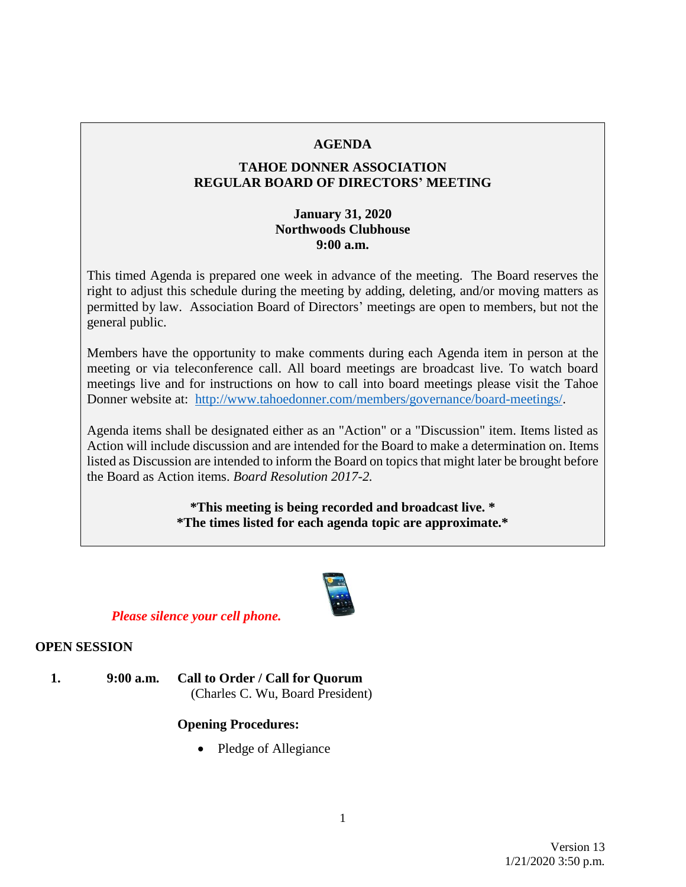# AGENDA

## TAHOE DONNER ASSOCIATION
## REGULAR BOARD OF DIRECTORS' MEETING

**January 31, 2020**
**Northwoods Clubhouse**
**9:00 a.m.**

This timed Agenda is prepared one week in advance of the meeting. The Board reserves the right to adjust this schedule during the meeting by adding, deleting, and/or moving matters as permitted by law. Association Board of Directors' meetings are open to members, but not the general public.

Members have the opportunity to make comments during each Agenda item in person at the meeting or via teleconference call. All board meetings are broadcast live. To watch board meetings live and for instructions on how to call into board meetings please visit the Tahoe Donner website at: [http://www.tahoedonner.com/members/governance/board-meetings/](http://www.tahoedonner.com/members/governance/board-meetings/).

Agenda items shall be designated either as an "Action" or a "Discussion" item. Items listed as Action will include discussion and are intended for the Board to make a determination on. Items listed as Discussion are intended to inform the Board on topics that might later be brought before the Board as Action items. *Board Resolution 2017-2.*

**\*This meeting is being recorded and broadcast live. \***
**\*The times listed for each agenda topic are approximate.\***

*Please silence your cell phone.*

## OPEN SESSION

1. **9:00 a.m. Call to Order / Call for Quorum**
   (Charles C. Wu, Board President)

   **Opening Procedures:**

   - Pledge of Allegiance

Version 13
1/21/2020 3:50 p.m.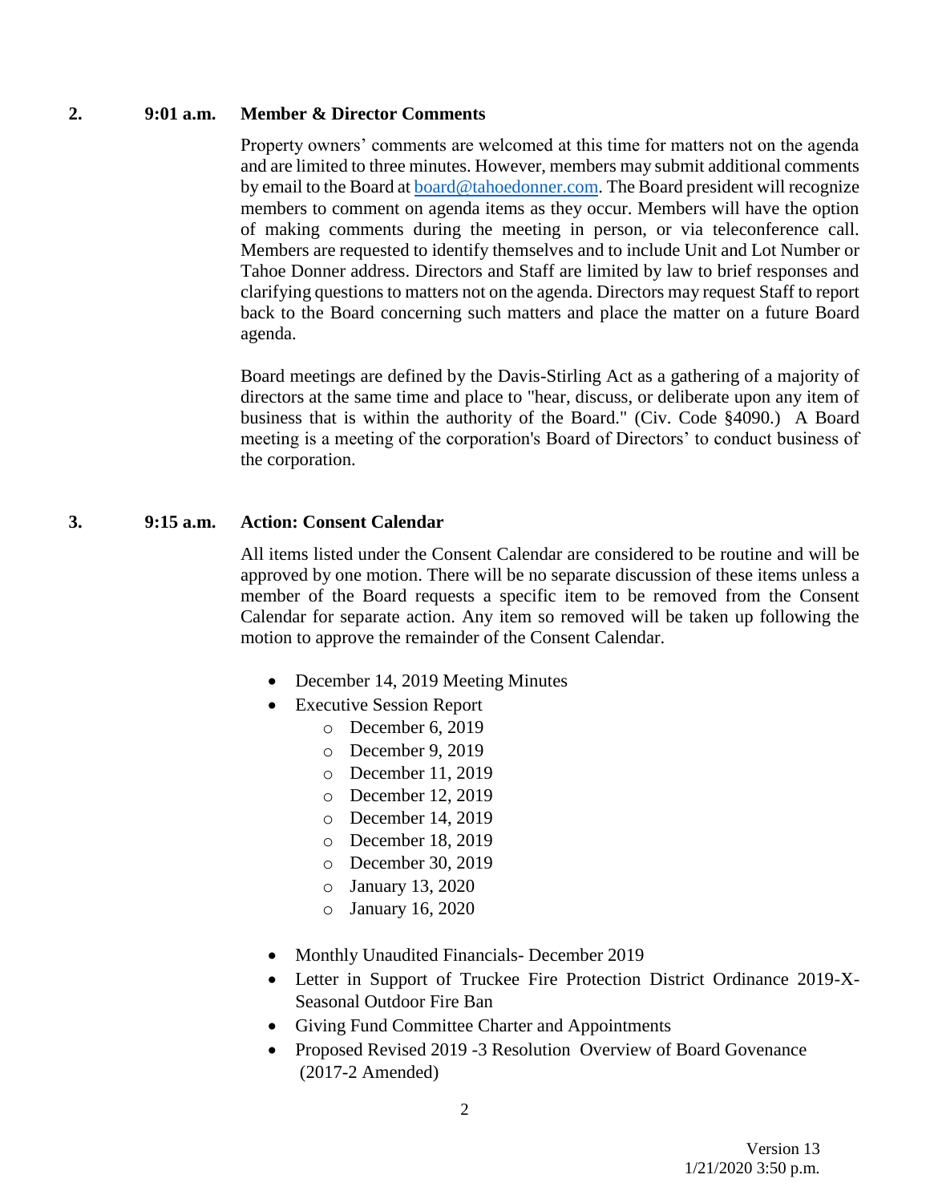**2. 9:01 a.m. Member & Director Comments**

Property owners' comments are welcomed at this time for matters not on the agenda and are limited to three minutes. However, members may submit additional comments by email to the Board at board@tahoedonner.com. The Board president will recognize members to comment on agenda items as they occur. Members will have the option of making comments during the meeting in person, or via teleconference call. Members are requested to identify themselves and to include Unit and Lot Number or Tahoe Donner address. Directors and Staff are limited by law to brief responses and clarifying questions to matters not on the agenda. Directors may request Staff to report back to the Board concerning such matters and place the matter on a future Board agenda.

Board meetings are defined by the Davis-Stirling Act as a gathering of a majority of directors at the same time and place to "hear, discuss, or deliberate upon any item of business that is within the authority of the Board." (Civ. Code §4090.) A Board meeting is a meeting of the corporation's Board of Directors' to conduct business of the corporation.

**3. 9:15 a.m. Action: Consent Calendar**

All items listed under the Consent Calendar are considered to be routine and will be approved by one motion. There will be no separate discussion of these items unless a member of the Board requests a specific item to be removed from the Consent Calendar for separate action. Any item so removed will be taken up following the motion to approve the remainder of the Consent Calendar.

- December 14, 2019 Meeting Minutes
- Executive Session Report
  - December 6, 2019
  - December 9, 2019
  - December 11, 2019
  - December 12, 2019
  - December 14, 2019
  - December 18, 2019
  - December 30, 2019
  - January 13, 2020
  - January 16, 2020
- Monthly Unaudited Financials- December 2019
- Letter in Support of Truckee Fire Protection District Ordinance 2019-X- Seasonal Outdoor Fire Ban
- Giving Fund Committee Charter and Appointments
- Proposed Revised 2019 -3 Resolution Overview of Board Govenance (2017-2 Amended)

Version 13
1/21/2020 3:50 p.m.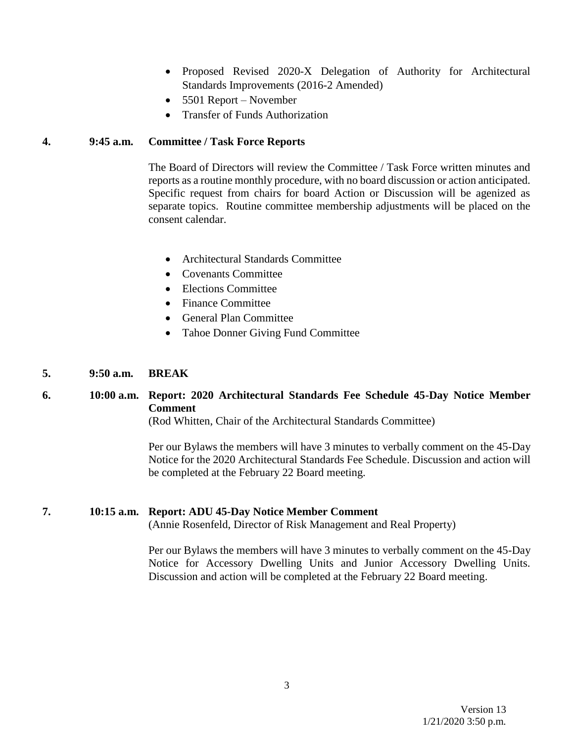- Proposed Revised 2020-X Delegation of Authority for Architectural Standards Improvements (2016-2 Amended)
- 5501 Report – November
- Transfer of Funds Authorization

**4. 9:45 a.m. Committee / Task Force Reports**

The Board of Directors will review the Committee / Task Force written minutes and reports as a routine monthly procedure, with no board discussion or action anticipated. Specific request from chairs for board Action or Discussion will be agenized as separate topics. Routine committee membership adjustments will be placed on the consent calendar.

- Architectural Standards Committee
- Covenants Committee
- Elections Committee
- Finance Committee
- General Plan Committee
- Tahoe Donner Giving Fund Committee

**5. 9:50 a.m. BREAK**

**6. 10:00 a.m. Report: 2020 Architectural Standards Fee Schedule 45-Day Notice Member Comment**

(Rod Whitten, Chair of the Architectural Standards Committee)

Per our Bylaws the members will have 3 minutes to verbally comment on the 45-Day Notice for the 2020 Architectural Standards Fee Schedule. Discussion and action will be completed at the February 22 Board meeting.

**7. 10:15 a.m. Report: ADU 45-Day Notice Member Comment**

(Annie Rosenfeld, Director of Risk Management and Real Property)

Per our Bylaws the members will have 3 minutes to verbally comment on the 45-Day Notice for Accessory Dwelling Units and Junior Accessory Dwelling Units. Discussion and action will be completed at the February 22 Board meeting.

Version 13
1/21/2020 3:50 p.m.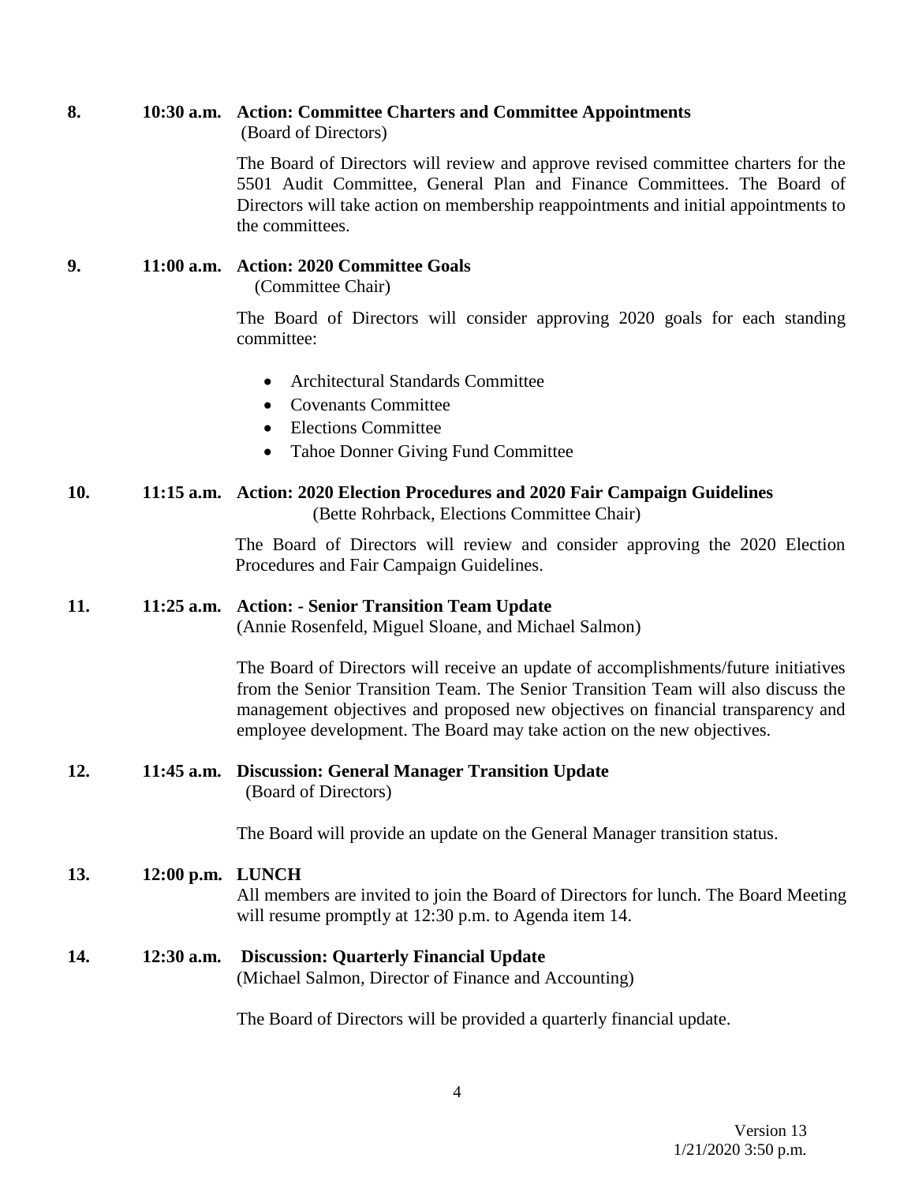**8. 10:30 a.m. Action: Committee Charters and Committee Appointments**
(Board of Directors)

The Board of Directors will review and approve revised committee charters for the 5501 Audit Committee, General Plan and Finance Committees. The Board of Directors will take action on membership reappointments and initial appointments to the committees.

**9. 11:00 a.m. Action: 2020 Committee Goals**
(Committee Chair)

The Board of Directors will consider approving 2020 goals for each standing committee:

- Architectural Standards Committee
- Covenants Committee
- Elections Committee
- Tahoe Donner Giving Fund Committee

**10. 11:15 a.m. Action: 2020 Election Procedures and 2020 Fair Campaign Guidelines**
(Bette Rohrback, Elections Committee Chair)

The Board of Directors will review and consider approving the 2020 Election Procedures and Fair Campaign Guidelines.

**11. 11:25 a.m. Action: - Senior Transition Team Update**
(Annie Rosenfeld, Miguel Sloane, and Michael Salmon)

The Board of Directors will receive an update of accomplishments/future initiatives from the Senior Transition Team. The Senior Transition Team will also discuss the management objectives and proposed new objectives on financial transparency and employee development. The Board may take action on the new objectives.

**12. 11:45 a.m. Discussion: General Manager Transition Update**
(Board of Directors)

The Board will provide an update on the General Manager transition status.

**13. 12:00 p.m. LUNCH**
All members are invited to join the Board of Directors for lunch. The Board Meeting will resume promptly at 12:30 p.m. to Agenda item 14.

**14. 12:30 a.m. Discussion: Quarterly Financial Update**
(Michael Salmon, Director of Finance and Accounting)

The Board of Directors will be provided a quarterly financial update.

Version 13
1/21/2020 3:50 p.m.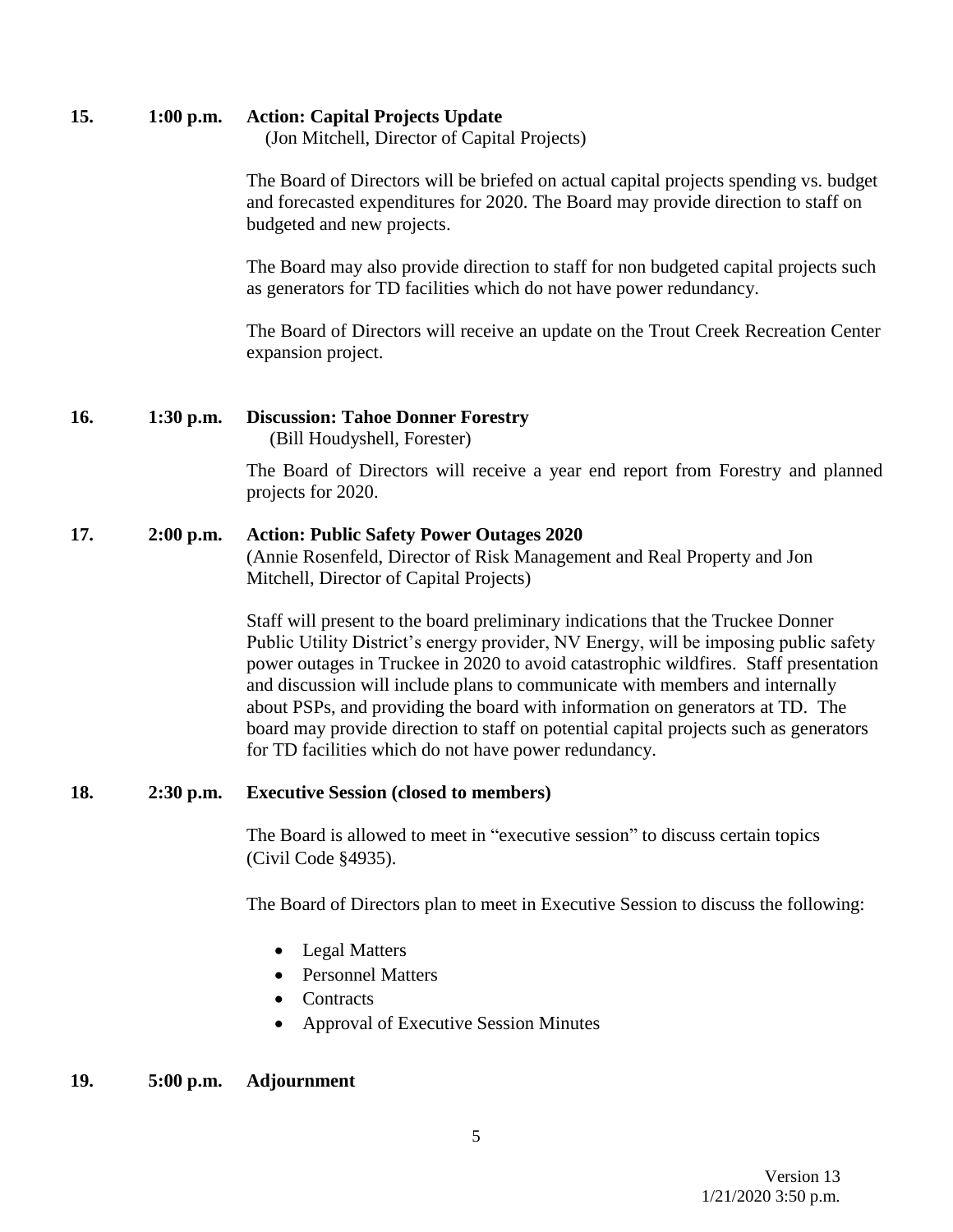**15. 1:00 p.m. Action: Capital Projects Update**
(Jon Mitchell, Director of Capital Projects)

The Board of Directors will be briefed on actual capital projects spending vs. budget and forecasted expenditures for 2020. The Board may provide direction to staff on budgeted and new projects.

The Board may also provide direction to staff for non budgeted capital projects such as generators for TD facilities which do not have power redundancy.

The Board of Directors will receive an update on the Trout Creek Recreation Center expansion project.

**16. 1:30 p.m. Discussion: Tahoe Donner Forestry**
(Bill Houdyshell, Forester)

The Board of Directors will receive a year end report from Forestry and planned projects for 2020.

**17. 2:00 p.m. Action: Public Safety Power Outages 2020**
(Annie Rosenfeld, Director of Risk Management and Real Property and Jon Mitchell, Director of Capital Projects)

Staff will present to the board preliminary indications that the Truckee Donner Public Utility District's energy provider, NV Energy, will be imposing public safety power outages in Truckee in 2020 to avoid catastrophic wildfires. Staff presentation and discussion will include plans to communicate with members and internally about PSPs, and providing the board with information on generators at TD. The board may provide direction to staff on potential capital projects such as generators for TD facilities which do not have power redundancy.

**18. 2:30 p.m. Executive Session (closed to members)**

The Board is allowed to meet in "executive session" to discuss certain topics (Civil Code §4935).

The Board of Directors plan to meet in Executive Session to discuss the following:

- Legal Matters
- Personnel Matters
- Contracts
- Approval of Executive Session Minutes

**19. 5:00 p.m. Adjournment**

Version 13
1/21/2020 3:50 p.m.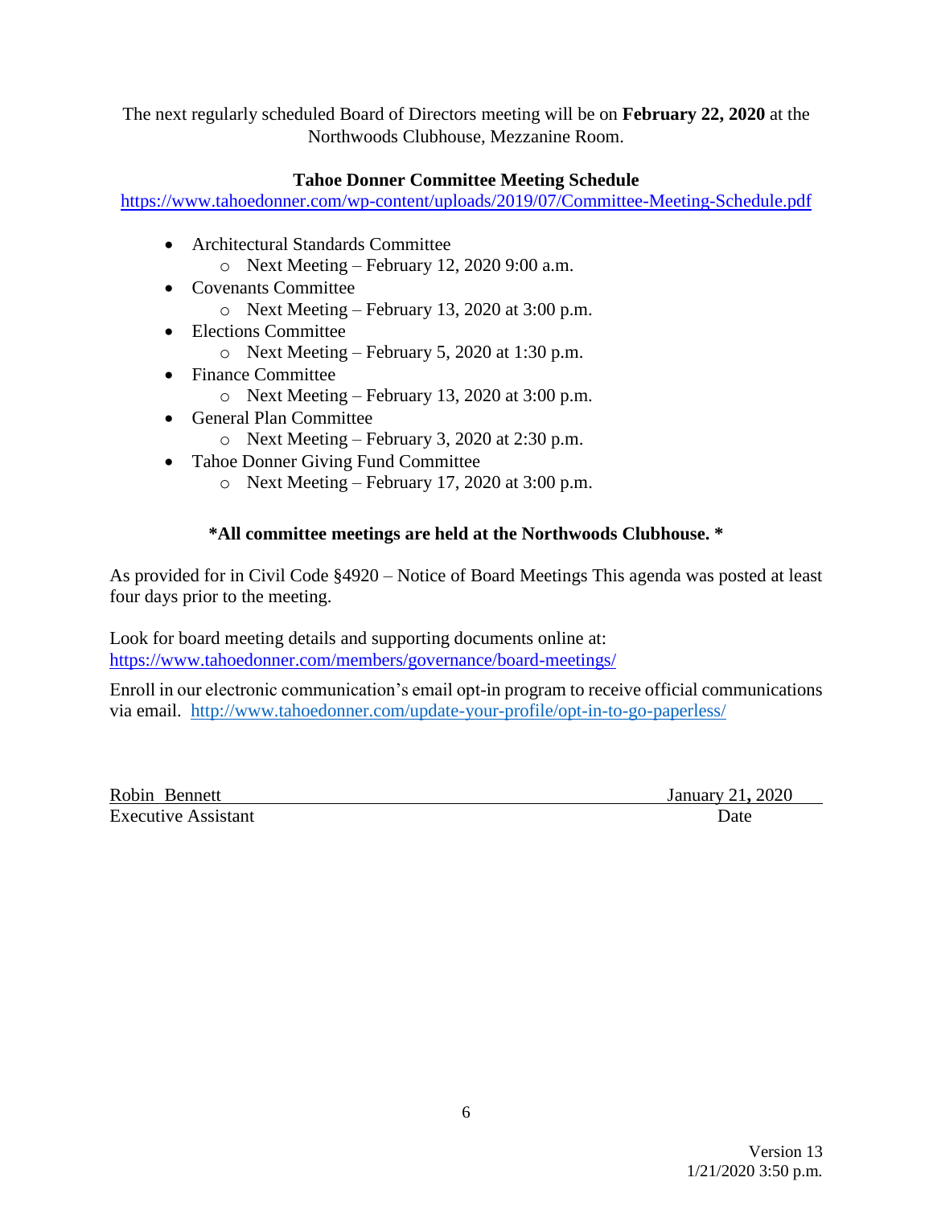The next regularly scheduled Board of Directors meeting will be on **February 22, 2020** at the Northwoods Clubhouse, Mezzanine Room.

**Tahoe Donner Committee Meeting Schedule**
https://www.tahoedonner.com/wp-content/uploads/2019/07/Committee-Meeting-Schedule.pdf

- Architectural Standards Committee
  - Next Meeting – February 12, 2020 9:00 a.m.
- Covenants Committee
  - Next Meeting – February 13, 2020 at 3:00 p.m.
- Elections Committee
  - Next Meeting – February 5, 2020 at 1:30 p.m.
- Finance Committee
  - Next Meeting – February 13, 2020 at 3:00 p.m.
- General Plan Committee
  - Next Meeting – February 3, 2020 at 2:30 p.m.
- Tahoe Donner Giving Fund Committee
  - Next Meeting – February 17, 2020 at 3:00 p.m.

**\*All committee meetings are held at the Northwoods Clubhouse. \***

As provided for in Civil Code §4920 – Notice of Board Meetings This agenda was posted at least four days prior to the meeting.

Look for board meeting details and supporting documents online at:
https://www.tahoedonner.com/members/governance/board-meetings/

Enroll in our electronic communication's email opt-in program to receive official communications via email. http://www.tahoedonner.com/update-your-profile/opt-in-to-go-paperless/

Robin Bennett — January 21, 2020
Executive Assistant — Date

Version 13
1/21/2020 3:50 p.m.